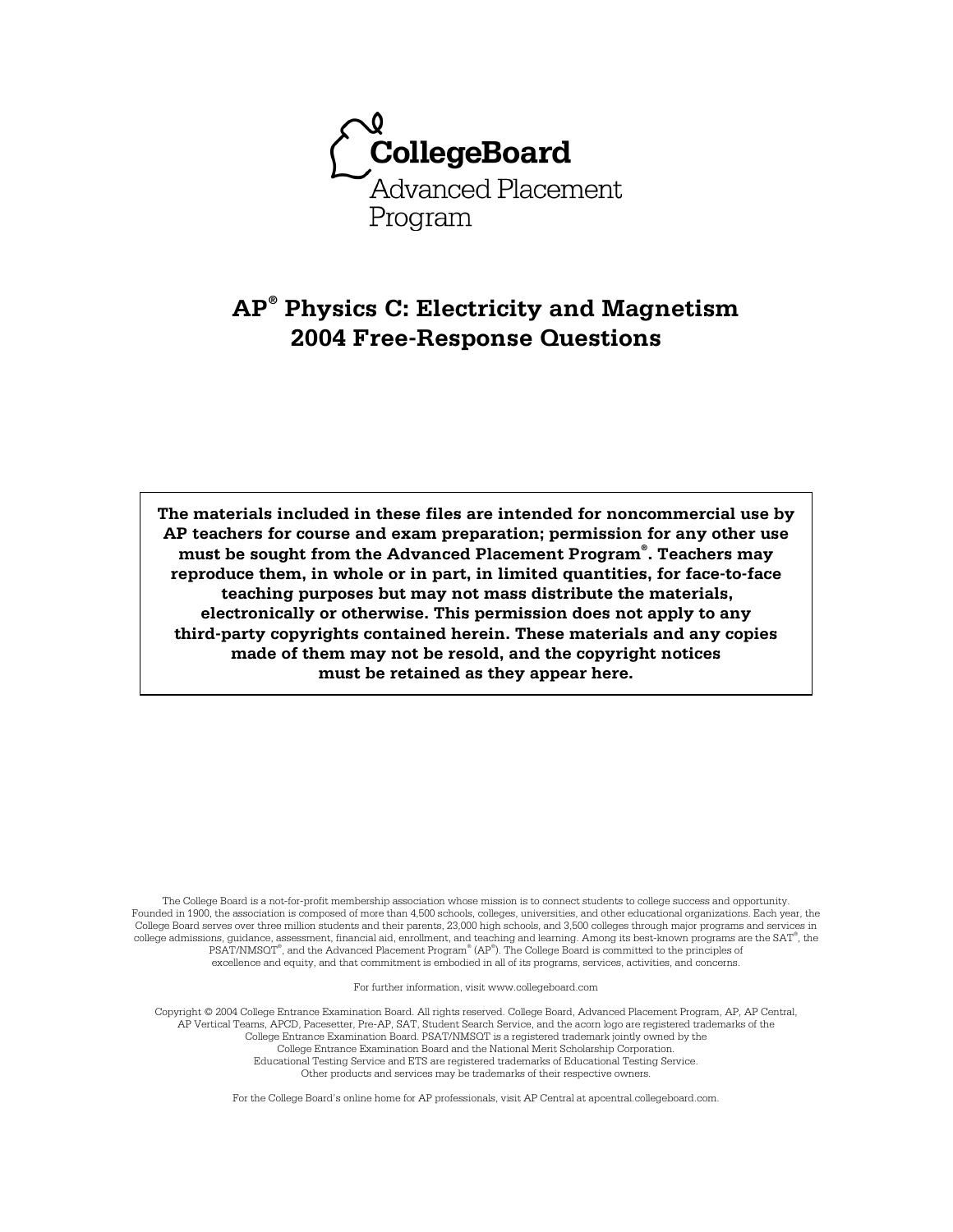**CollegeBoard**

Advanced Placement Program

# AP® Physics C: Electricity and Magnetism 2004 Free-Response Questions

**The materials included in these files are intended for noncommercial use by AP teachers for course and exam preparation; permission for any other use must be sought from the Advanced Placement Program®. Teachers may reproduce them, in whole or in part, in limited quantities, for face-to-face teaching purposes but may not mass distribute the materials, electronically or otherwise. This permission does not apply to any third-party copyrights contained herein. These materials and any copies made of them may not be resold, and the copyright notices must be retained as they appear here.**

The College Board is a not-for-profit membership association whose mission is to connect students to college success and opportunity. Founded in 1900, the association is composed of more than 4,500 schools, colleges, universities, and other educational organizations. Each year, the College Board serves over three million students and their parents, 23,000 high schools, and 3,500 colleges through major programs and services in college admissions, guidance, assessment, financial aid, enrollment, and teaching and learning. Among its best-known programs are the SAT®, the PSAT/NMSQT®, and the Advanced Placement Program® (AP®). The College Board is committed to the principles of excellence and equity, and that commitment is embodied in all of its programs, services, activities, and concerns.

For further information, visit www.collegeboard.com

Copyright © 2004 College Entrance Examination Board. All rights reserved. College Board, Advanced Placement Program, AP, AP Central, AP Vertical Teams, APCD, Pacesetter, Pre-AP, SAT, Student Search Service, and the acorn logo are registered trademarks of the College Entrance Examination Board. PSAT/NMSQT is a registered trademark jointly owned by the College Entrance Examination Board and the National Merit Scholarship Corporation. Educational Testing Service and ETS are registered trademarks of Educational Testing Service. Other products and services may be trademarks of their respective owners.

For the College Board's online home for AP professionals, visit AP Central at apcentral.collegeboard.com.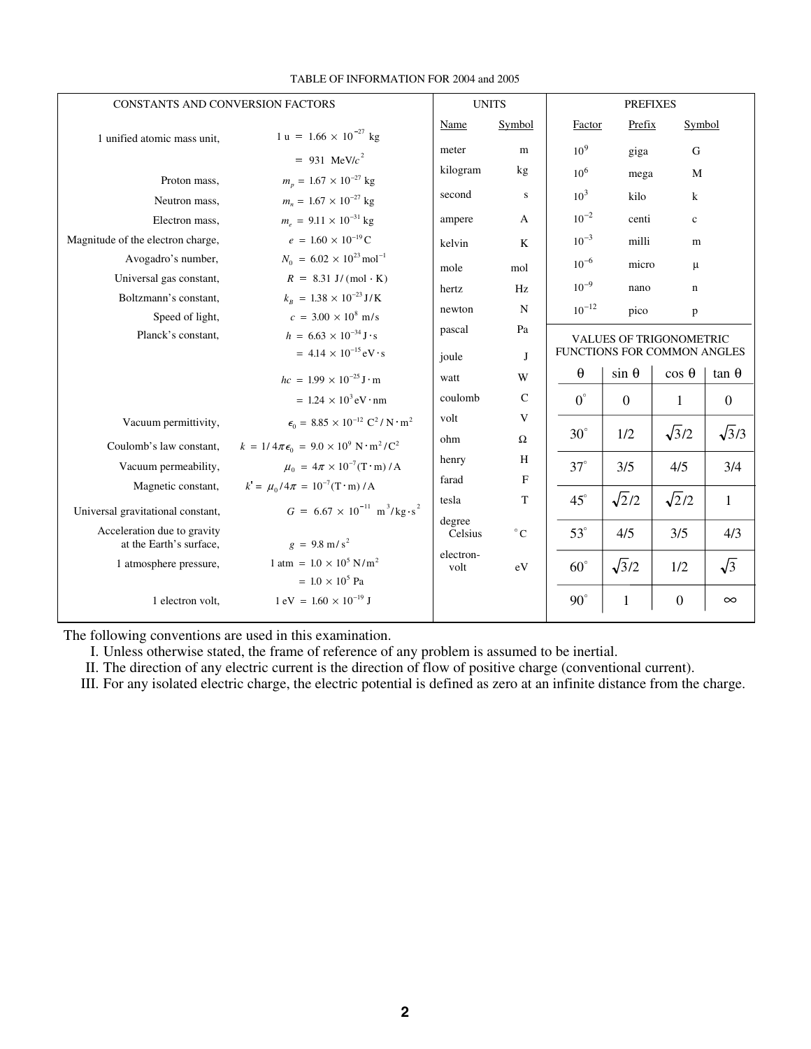TABLE OF INFORMATION FOR 2004 and 2005

**CONSTANTS AND CONVERSION FACTORS**

| Quantity | Value |
| --- | --- |
| 1 unified atomic mass unit, | $1\ \text{u} = 1.66 \times 10^{-27}\ \text{kg}$ |
| | $= 931\ \text{MeV}/c^2$ |
| Proton mass, | $m_p = 1.67 \times 10^{-27}\ \text{kg}$ |
| Neutron mass, | $m_n = 1.67 \times 10^{-27}\ \text{kg}$ |
| Electron mass, | $m_e = 9.11 \times 10^{-31}\ \text{kg}$ |
| Magnitude of the electron charge, | $e = 1.60 \times 10^{-19}\ \text{C}$ |
| Avogadro's number, | $N_0 = 6.02 \times 10^{23}\ \text{mol}^{-1}$ |
| Universal gas constant, | $R = 8.31\ \text{J}/(\text{mol} \cdot \text{K})$ |
| Boltzmann's constant, | $k_B = 1.38 \times 10^{-23}\ \text{J/K}$ |
| Speed of light, | $c = 3.00 \times 10^{8}\ \text{m/s}$ |
| Planck's constant, | $h = 6.63 \times 10^{-34}\ \text{J} \cdot \text{s}$ |
| | $= 4.14 \times 10^{-15}\ \text{eV} \cdot \text{s}$ |
| | $hc = 1.99 \times 10^{-25}\ \text{J} \cdot \text{m}$ |
| | $= 1.24 \times 10^{3}\ \text{eV} \cdot \text{nm}$ |
| Vacuum permittivity, | $\epsilon_0 = 8.85 \times 10^{-12}\ \text{C}^2/\text{N} \cdot \text{m}^2$ |
| Coulomb's law constant, | $k = 1/4\pi\epsilon_0 = 9.0 \times 10^{9}\ \text{N} \cdot \text{m}^2/\text{C}^2$ |
| Vacuum permeability, | $\mu_0 = 4\pi \times 10^{-7}(\text{T} \cdot \text{m})/\text{A}$ |
| Magnetic constant, | $k' = \mu_0/4\pi = 10^{-7}(\text{T} \cdot \text{m})/\text{A}$ |
| Universal gravitational constant, | $G = 6.67 \times 10^{-11}\ \text{m}^3/\text{kg} \cdot \text{s}^2$ |
| Acceleration due to gravity at the Earth's surface, | $g = 9.8\ \text{m/s}^2$ |
| 1 atmosphere pressure, | $1\ \text{atm} = 1.0 \times 10^{5}\ \text{N/m}^2$ |
| | $= 1.0 \times 10^{5}\ \text{Pa}$ |
| 1 electron volt, | $1\ \text{eV} = 1.60 \times 10^{-19}\ \text{J}$ |

**UNITS**

| Name | Symbol |
| --- | --- |
| meter | m |
| kilogram | kg |
| second | s |
| ampere | A |
| kelvin | K |
| mole | mol |
| hertz | Hz |
| newton | N |
| pascal | Pa |
| joule | J |
| watt | W |
| coulomb | C |
| volt | V |
| ohm | Ω |
| henry | H |
| farad | F |
| tesla | T |
| degree Celsius | °C |
| electron-volt | eV |

**PREFIXES**

| Factor | Prefix | Symbol |
| --- | --- | --- |
| $10^{9}$ | giga | G |
| $10^{6}$ | mega | M |
| $10^{3}$ | kilo | k |
| $10^{-2}$ | centi | c |
| $10^{-3}$ | milli | m |
| $10^{-6}$ | micro | μ |
| $10^{-9}$ | nano | n |
| $10^{-12}$ | pico | p |

**VALUES OF TRIGONOMETRIC FUNCTIONS FOR COMMON ANGLES**

| θ | sin θ | cos θ | tan θ |
| --- | --- | --- | --- |
| 0° | 0 | 1 | 0 |
| 30° | 1/2 | $\sqrt{3}/2$ | $\sqrt{3}/3$ |
| 37° | 3/5 | 4/5 | 3/4 |
| 45° | $\sqrt{2}/2$ | $\sqrt{2}/2$ | 1 |
| 53° | 4/5 | 3/5 | 4/3 |
| 60° | $\sqrt{3}/2$ | 1/2 | $\sqrt{3}$ |
| 90° | 1 | 0 | ∞ |

The following conventions are used in this examination.

I. Unless otherwise stated, the frame of reference of any problem is assumed to be inertial.

II. The direction of any electric current is the direction of flow of positive charge (conventional current).

III. For any isolated electric charge, the electric potential is defined as zero at an infinite distance from the charge.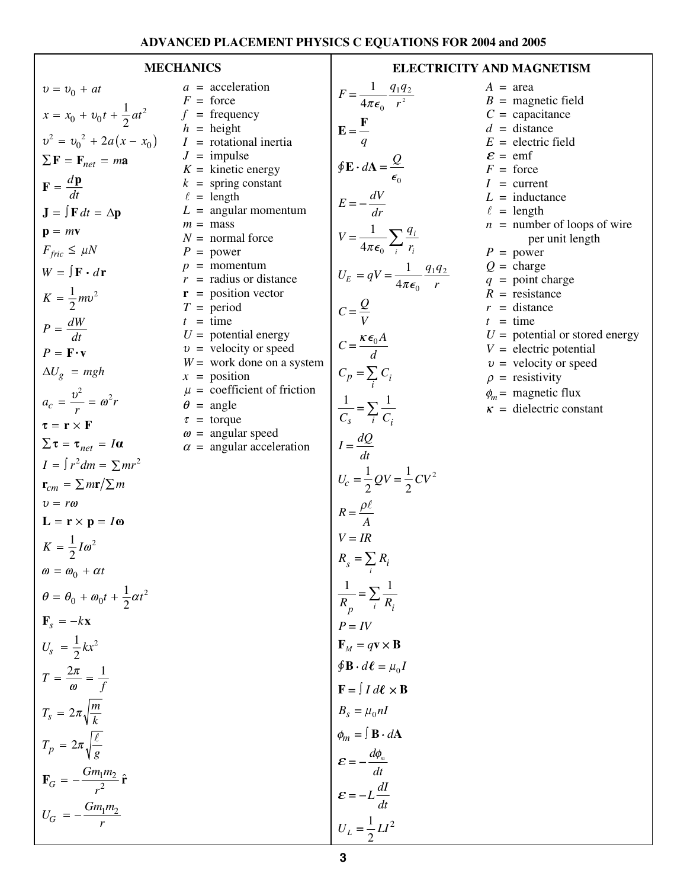# ADVANCED PLACEMENT PHYSICS C EQUATIONS FOR 2004 and 2005

## MECHANICS

$$\upsilon = \upsilon_0 + at$$

$$x = x_0 + \upsilon_0 t + \frac{1}{2}at^2$$

$$\upsilon^2 = \upsilon_0^{\;2} + 2a(x - x_0)$$

$$\sum \mathbf{F} = \mathbf{F}_{net} = m\mathbf{a}$$

$$\mathbf{F} = \frac{d\mathbf{p}}{dt}$$

$$\mathbf{J} = \int \mathbf{F}\,dt = \Delta\mathbf{p}$$

$$\mathbf{p} = m\mathbf{v}$$

$$F_{fric} \le \mu N$$

$$W = \int \mathbf{F} \cdot d\mathbf{r}$$

$$K = \frac{1}{2}m\upsilon^2$$

$$P = \frac{dW}{dt}$$

$$P = \mathbf{F} \cdot \mathbf{v}$$

$$\Delta U_g = mgh$$

$$a_c = \frac{\upsilon^2}{r} = \omega^2 r$$

$$\boldsymbol{\tau} = \mathbf{r} \times \mathbf{F}$$

$$\sum \boldsymbol{\tau} = \boldsymbol{\tau}_{net} = I\boldsymbol{\alpha}$$

$$I = \int r^2 dm = \sum mr^2$$

$$\mathbf{r}_{cm} = \sum m\mathbf{r} / \sum m$$

$$\upsilon = r\omega$$

$$\mathbf{L} = \mathbf{r} \times \mathbf{p} = I\boldsymbol{\omega}$$

$$K = \frac{1}{2}I\omega^2$$

$$\omega = \omega_0 + \alpha t$$

$$\theta = \theta_0 + \omega_0 t + \frac{1}{2}\alpha t^2$$

$$\mathbf{F}_s = -k\mathbf{x}$$

$$U_s = \frac{1}{2}kx^2$$

$$T = \frac{2\pi}{\omega} = \frac{1}{f}$$

$$T_s = 2\pi\sqrt{\frac{m}{k}}$$

$$T_p = 2\pi\sqrt{\frac{\ell}{g}}$$

$$\mathbf{F}_G = -\frac{Gm_1m_2}{r^2}\hat{\mathbf{r}}$$

$$U_G = -\frac{Gm_1m_2}{r}$$

- $a$ = acceleration
- $F$ = force
- $f$ = frequency
- $h$ = height
- $I$ = rotational inertia
- $J$ = impulse
- $K$ = kinetic energy
- $k$ = spring constant
- $\ell$ = length
- $L$ = angular momentum
- $m$ = mass
- $N$ = normal force
- $P$ = power
- $p$ = momentum
- $r$ = radius or distance
- $\mathbf{r}$ = position vector
- $T$ = period
- $t$ = time
- $U$ = potential energy
- $\upsilon$ = velocity or speed
- $W$ = work done on a system
- $x$ = position
- $\mu$ = coefficient of friction
- $\theta$ = angle
- $\tau$ = torque
- $\omega$ = angular speed
- $\alpha$ = angular acceleration

## ELECTRICITY AND MAGNETISM

$$F = \frac{1}{4\pi\epsilon_0}\frac{q_1q_2}{r^2}$$

$$\mathbf{E} = \frac{\mathbf{F}}{q}$$

$$\oint \mathbf{E} \cdot d\mathbf{A} = \frac{Q}{\epsilon_0}$$

$$E = -\frac{dV}{dr}$$

$$V = \frac{1}{4\pi\epsilon_0}\sum_i \frac{q_i}{r_i}$$

$$U_E = qV = \frac{1}{4\pi\epsilon_0}\frac{q_1q_2}{r}$$

$$C = \frac{Q}{V}$$

$$C = \frac{\kappa\epsilon_0 A}{d}$$

$$C_p = \sum_i C_i$$

$$\frac{1}{C_s} = \sum_i \frac{1}{C_i}$$

$$I = \frac{dQ}{dt}$$

$$U_c = \frac{1}{2}QV = \frac{1}{2}CV^2$$

$$R = \frac{\rho\ell}{A}$$

$$V = IR$$

$$R_s = \sum_i R_i$$

$$\frac{1}{R_p} = \sum_i \frac{1}{R_i}$$

$$P = IV$$

$$\mathbf{F}_M = q\mathbf{v} \times \mathbf{B}$$

$$\oint \mathbf{B} \cdot d\boldsymbol{\ell} = \mu_0 I$$

$$\mathbf{F} = \int I\,d\boldsymbol{\ell} \times \mathbf{B}$$

$$B_s = \mu_0 nI$$

$$\phi_m = \int \mathbf{B} \cdot d\mathbf{A}$$

$$\mathcal{E} = -\frac{d\phi_m}{dt}$$

$$\mathcal{E} = -L\frac{dI}{dt}$$

$$U_L = \frac{1}{2}LI^2$$

- $A$ = area
- $B$ = magnetic field
- $C$ = capacitance
- $d$ = distance
- $E$ = electric field
- $\mathcal{E}$ = emf
- $F$ = force
- $I$ = current
- $L$ = inductance
- $\ell$ = length
- $n$ = number of loops of wire per unit length
- $P$ = power
- $Q$ = charge
- $q$ = point charge
- $R$ = resistance
- $r$ = distance
- $t$ = time
- $U$ = potential or stored energy
- $V$ = electric potential
- $\upsilon$ = velocity or speed
- $\rho$ = resistivity
- $\phi_m$ = magnetic flux
- $\kappa$ = dielectric constant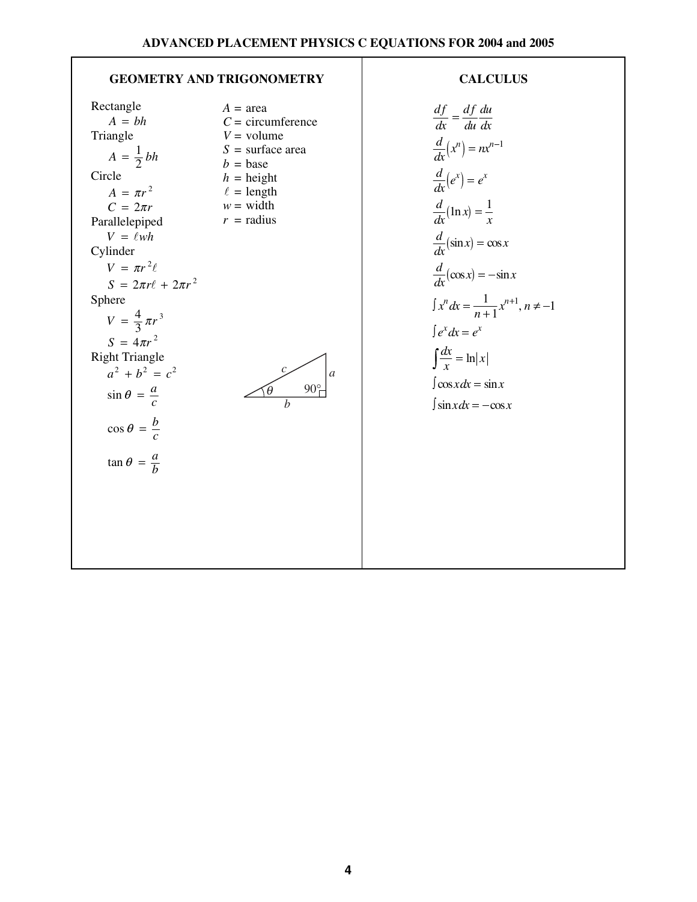## ADVANCED PLACEMENT PHYSICS C EQUATIONS FOR 2004 and 2005

### GEOMETRY AND TRIGONOMETRY

Rectangle
$$A = bh$$

Triangle
$$A = \frac{1}{2}bh$$

Circle
$$A = \pi r^2$$
$$C = 2\pi r$$

Parallelepiped
$$V = \ell wh$$

Cylinder
$$V = \pi r^2 \ell$$
$$S = 2\pi r\ell + 2\pi r^2$$

Sphere
$$V = \frac{4}{3}\pi r^3$$
$$S = 4\pi r^2$$

Right Triangle
$$a^2 + b^2 = c^2$$
$$\sin\theta = \frac{a}{c}$$
$$\cos\theta = \frac{b}{c}$$
$$\tan\theta = \frac{a}{b}$$

$A$ = area
$C$ = circumference
$V$ = volume
$S$ = surface area
$b$ = base
$h$ = height
$\ell$ = length
$w$ = width
$r$ = radius

(Right triangle with hypotenuse $c$, opposite side $a$, adjacent side $b$, angle $\theta$, and 90° angle)

### CALCULUS

$$\frac{df}{dx} = \frac{df}{du}\frac{du}{dx}$$

$$\frac{d}{dx}\left(x^n\right) = nx^{n-1}$$

$$\frac{d}{dx}\left(e^x\right) = e^x$$

$$\frac{d}{dx}(\ln x) = \frac{1}{x}$$

$$\frac{d}{dx}(\sin x) = \cos x$$

$$\frac{d}{dx}(\cos x) = -\sin x$$

$$\int x^n dx = \frac{1}{n+1}x^{n+1},\ n \neq -1$$

$$\int e^x dx = e^x$$

$$\int \frac{dx}{x} = \ln|x|$$

$$\int \cos x\, dx = \sin x$$

$$\int \sin x\, dx = -\cos x$$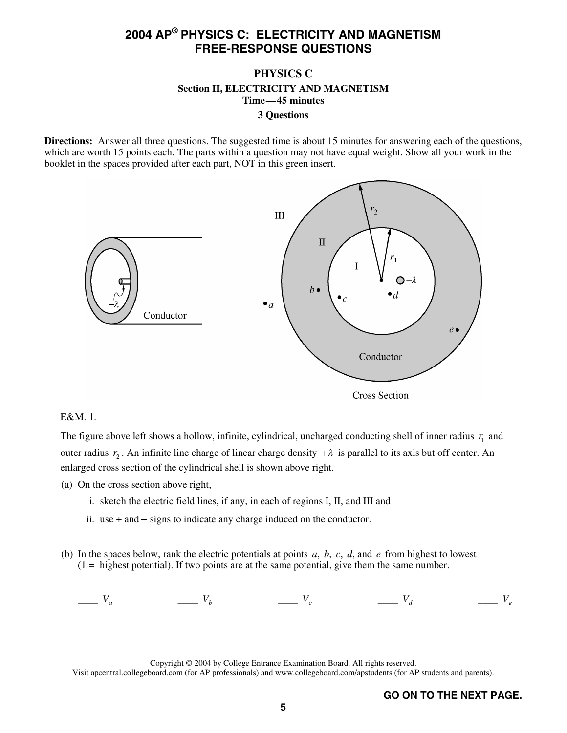# 2004 AP® PHYSICS C: ELECTRICITY AND MAGNETISM FREE-RESPONSE QUESTIONS

## PHYSICS C

### Section II, ELECTRICITY AND MAGNETISM

**Time—45 minutes**

**3 Questions**

**Directions:** Answer all three questions. The suggested time is about 15 minutes for answering each of the questions, which are worth 15 points each. The parts within a question may not have equal weight. Show all your work in the booklet in the spaces provided after each part, NOT in this green insert.

E&M. 1.

The figure above left shows a hollow, infinite, cylindrical, uncharged conducting shell of inner radius $r_1$ and outer radius $r_2$. An infinite line charge of linear charge density $+\lambda$ is parallel to its axis but off center. An enlarged cross section of the cylindrical shell is shown above right.

(a) On the cross section above right,

  i. sketch the electric field lines, if any, in each of regions I, II, and III and

  ii. use + and − signs to indicate any charge induced on the conductor.

(b) In the spaces below, rank the electric potentials at points $a$, $b$, $c$, $d$, and $e$ from highest to lowest (1 = highest potential). If two points are at the same potential, give them the same number.

____ $V_a$ ____ $V_b$ ____ $V_c$ ____ $V_d$ ____ $V_e$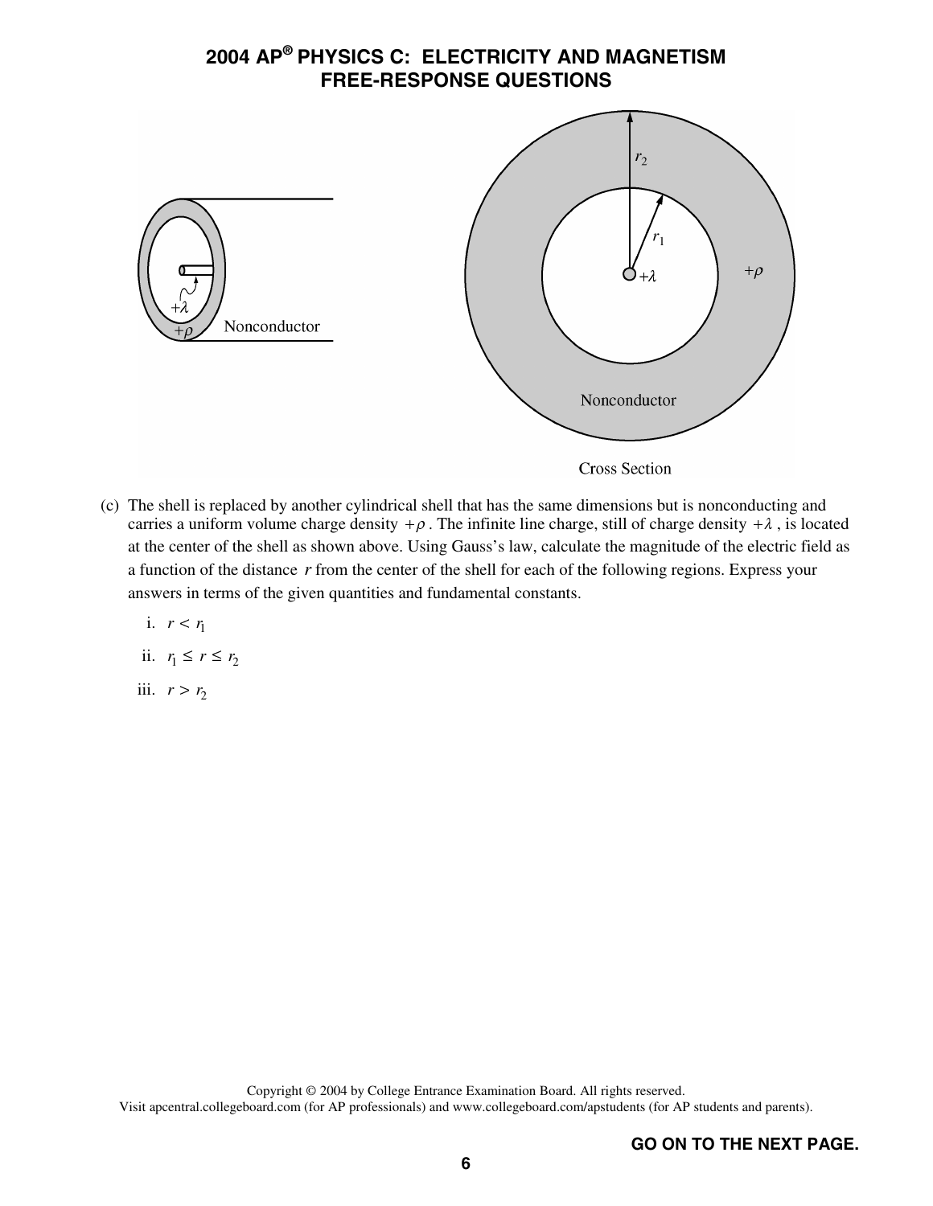# 2004 AP® PHYSICS C: ELECTRICITY AND MAGNETISM FREE-RESPONSE QUESTIONS

(c) The shell is replaced by another cylindrical shell that has the same dimensions but is nonconducting and carries a uniform volume charge density $+\rho$. The infinite line charge, still of charge density $+\lambda$, is located at the center of the shell as shown above. Using Gauss's law, calculate the magnitude of the electric field as a function of the distance $r$ from the center of the shell for each of the following regions. Express your answers in terms of the given quantities and fundamental constants.

i. $r < r_1$

ii. $r_1 \leq r \leq r_2$

iii. $r > r_2$

Copyright © 2004 by College Entrance Examination Board. All rights reserved.
Visit apcentral.collegeboard.com (for AP professionals) and www.collegeboard.com/apstudents (for AP students and parents).

GO ON TO THE NEXT PAGE.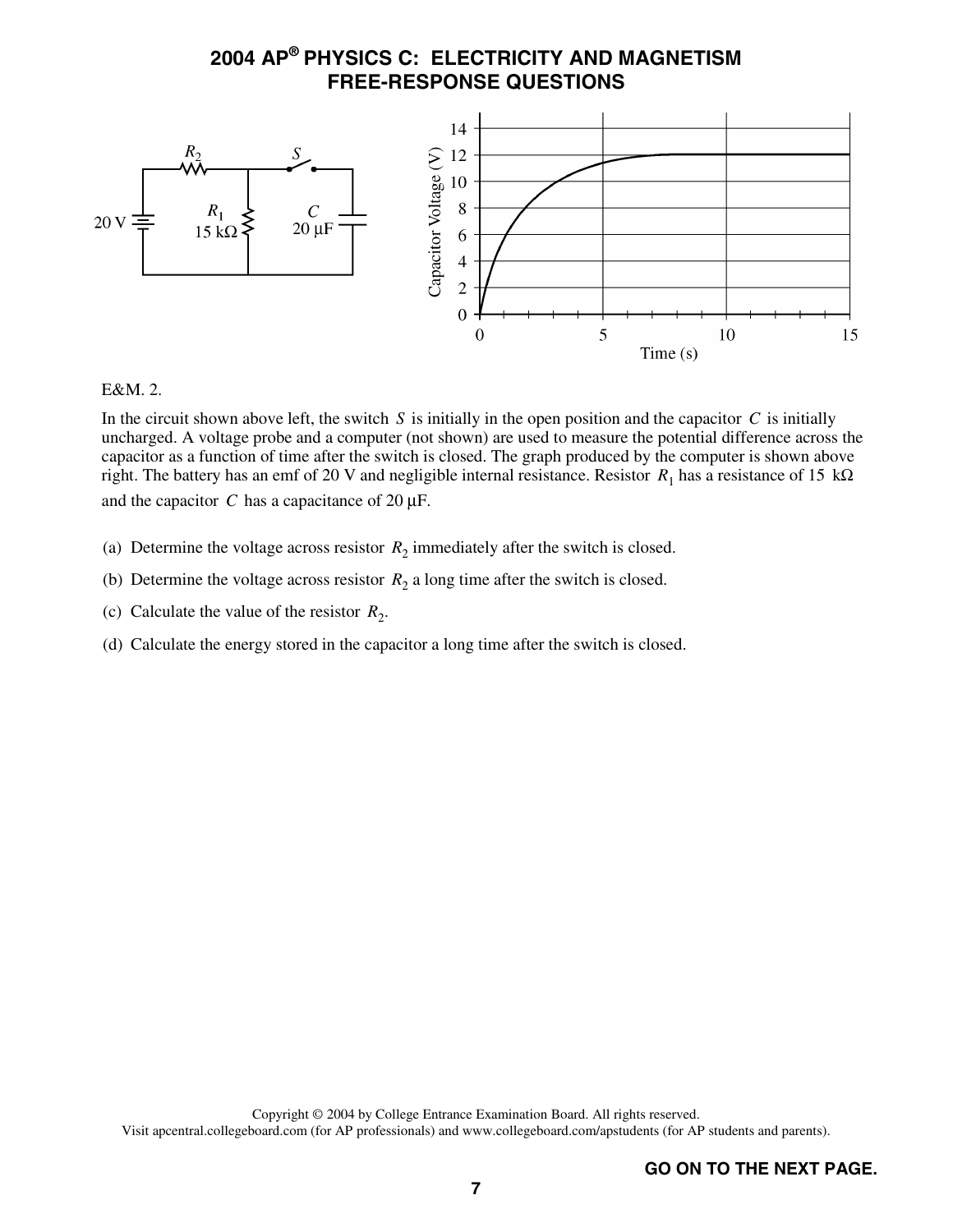# 2004 AP® PHYSICS C: ELECTRICITY AND MAGNETISM
## FREE-RESPONSE QUESTIONS

E&M. 2.

In the circuit shown above left, the switch $S$ is initially in the open position and the capacitor $C$ is initially uncharged. A voltage probe and a computer (not shown) are used to measure the potential difference across the capacitor as a function of time after the switch is closed. The graph produced by the computer is shown above right. The battery has an emf of 20 V and negligible internal resistance. Resistor $R_1$ has a resistance of 15 kΩ and the capacitor $C$ has a capacitance of 20 μF.

(a) Determine the voltage across resistor $R_2$ immediately after the switch is closed.

(b) Determine the voltage across resistor $R_2$ a long time after the switch is closed.

(c) Calculate the value of the resistor $R_2$.

(d) Calculate the energy stored in the capacitor a long time after the switch is closed.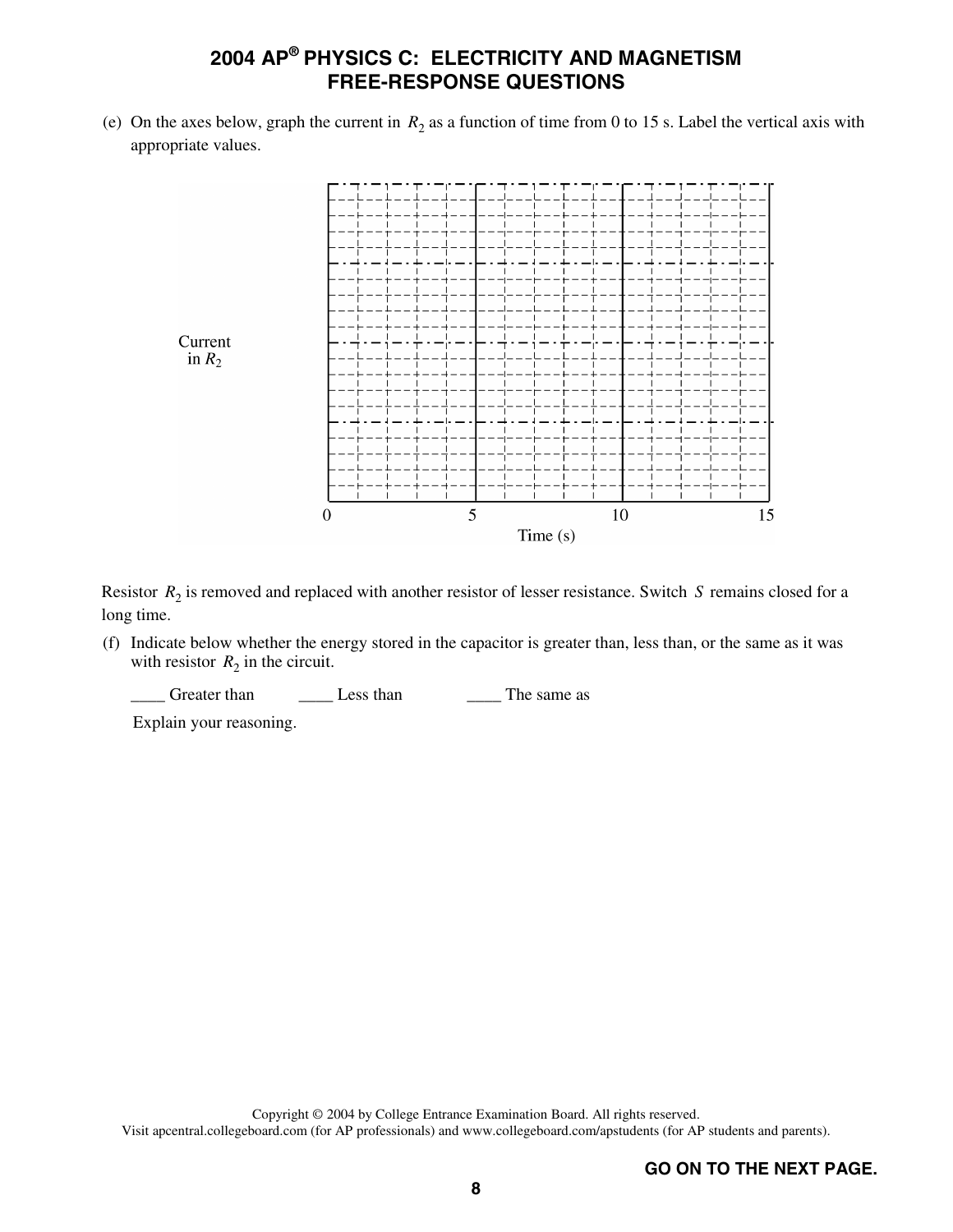(e) On the axes below, graph the current in $R_2$ as a function of time from 0 to 15 s. Label the vertical axis with appropriate values.

Current in $R_2$

0 5 10 15

Time (s)

Resistor $R_2$ is removed and replaced with another resistor of lesser resistance. Switch $S$ remains closed for a long time.

(f) Indicate below whether the energy stored in the capacitor is greater than, less than, or the same as it was with resistor $R_2$ in the circuit.

____ Greater than ____ Less than ____ The same as

Explain your reasoning.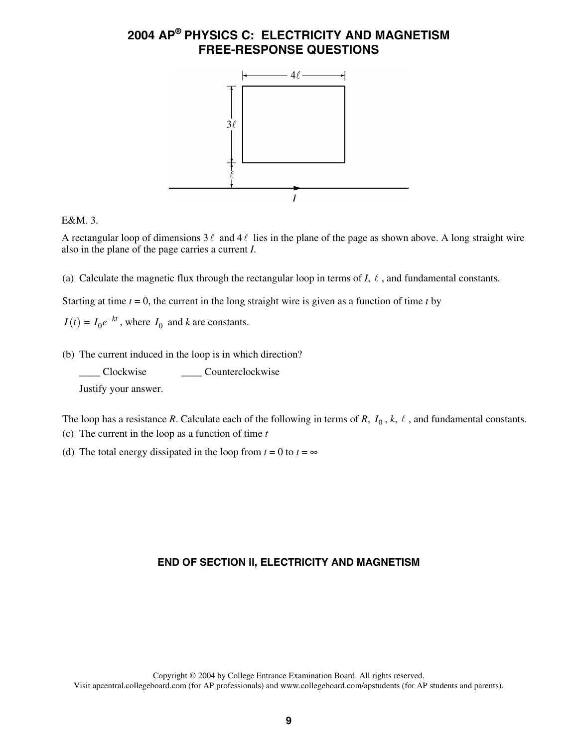# 2004 AP® PHYSICS C: ELECTRICITY AND MAGNETISM FREE-RESPONSE QUESTIONS

$4\ell$

$3\ell$

$\ell$

$I$

E&M. 3.

A rectangular loop of dimensions $3\ell$ and $4\ell$ lies in the plane of the page as shown above. A long straight wire also in the plane of the page carries a current $I$.

(a) Calculate the magnetic flux through the rectangular loop in terms of $I$, $\ell$, and fundamental constants.

Starting at time $t = 0$, the current in the long straight wire is given as a function of time $t$ by

$I(t) = I_0 e^{-kt}$, where $I_0$ and $k$ are constants.

(b) The current induced in the loop is in which direction?

\_\_\_\_ Clockwise　　　　\_\_\_\_ Counterclockwise

Justify your answer.

The loop has a resistance $R$. Calculate each of the following in terms of $R$, $I_0$, $k$, $\ell$, and fundamental constants.

(c) The current in the loop as a function of time $t$

(d) The total energy dissipated in the loop from $t = 0$ to $t = \infty$

**END OF SECTION II, ELECTRICITY AND MAGNETISM**

Copyright © 2004 by College Entrance Examination Board. All rights reserved.
Visit apcentral.collegeboard.com (for AP professionals) and www.collegeboard.com/apstudents (for AP students and parents).